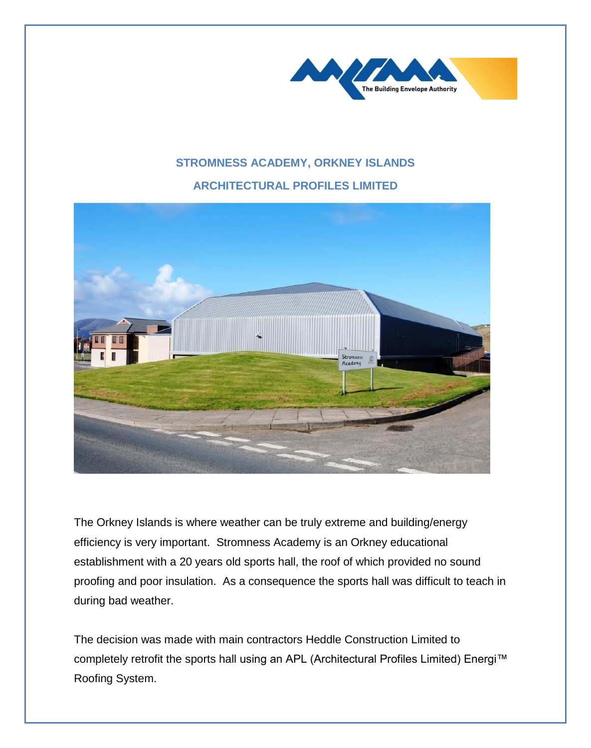## STROMNESS ACADEMY, ORKNEY ISLANDS

## ARCHITECTURAL PROFILES LIMITED

The Orkney Islands is where weather can be truly extreme and building/energy efficiency is very important. Stromness Academy is an Orkney educational establishment with a 20 years old sports hall, the roof of which provided no sound proofing and poor insulation. As a consequence the sports hall was difficult to teach in during bad weather.

The decision was made with main contractors Heddle Construction Limited to completely retrofit the sports hall using an APL (Architectural Profiles Limited) Energi™ Roofing System.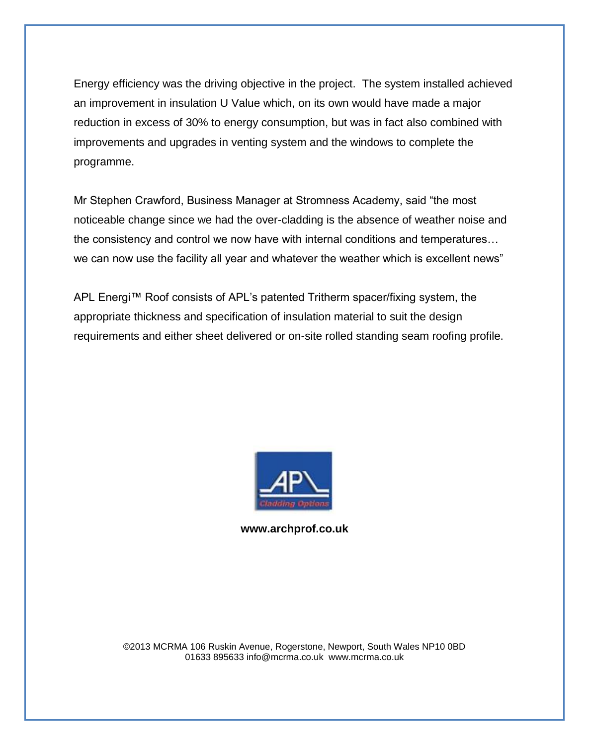Energy efficiency was the driving objective in the project. The system installed achieved an improvement in insulation U Value which, on its own would have made a major reduction in excess of 30% to energy consumption, but was in fact also combined with improvements and upgrades in venting system and the windows to complete the programme.

Mr Stephen Crawford, Business Manager at Stromness Academy, said "the most noticeable change since we had the over-cladding is the absence of weather noise and the consistency and control we now have with internal conditions and temperatures… we can now use the facility all year and whatever the weather which is excellent news"

APL Energi™ Roof consists of APL's patented Tritherm spacer/fixing system, the appropriate thickness and specification of insulation material to suit the design requirements and either sheet delivered or on-site rolled standing seam roofing profile.

APL
Cladding Options

**www.archprof.co.uk**

©2013 MCRMA 106 Ruskin Avenue, Rogerstone, Newport, South Wales NP10 0BD
01633 895633 info@mcrma.co.uk www.mcrma.co.uk